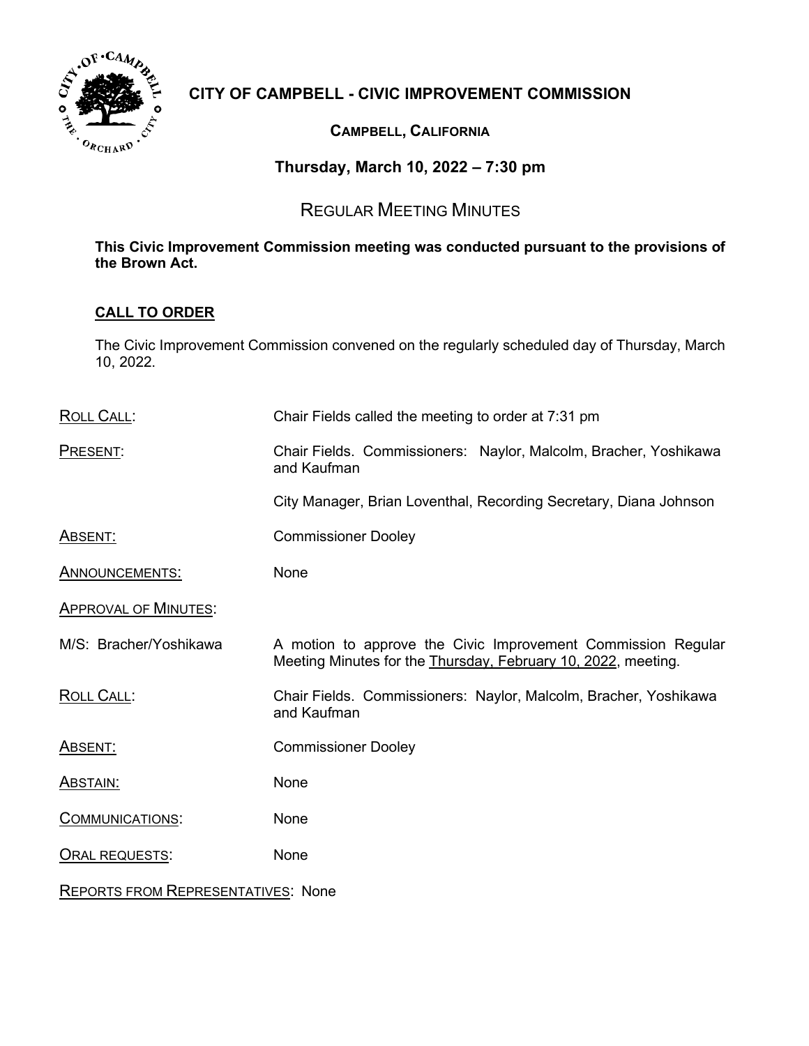# CITY OF CAMPBELL - CIVIC IMPROVEMENT COMMISSION

**CAMPBELL, CALIFORNIA**

**Thursday, March 10, 2022 – 7:30 pm**

## REGULAR MEETING MINUTES

**This Civic Improvement Commission meeting was conducted pursuant to the provisions of the Brown Act.**

**CALL TO ORDER**

The Civic Improvement Commission convened on the regularly scheduled day of Thursday, March 10, 2022.

ROLL CALL: Chair Fields called the meeting to order at 7:31 pm

PRESENT: Chair Fields. Commissioners: Naylor, Malcolm, Bracher, Yoshikawa and Kaufman

City Manager, Brian Loventhal, Recording Secretary, Diana Johnson

ABSENT: Commissioner Dooley

ANNOUNCEMENTS: None

APPROVAL OF MINUTES:

M/S: Bracher/Yoshikawa — A motion to approve the Civic Improvement Commission Regular Meeting Minutes for the Thursday, February 10, 2022, meeting.

ROLL CALL: Chair Fields. Commissioners: Naylor, Malcolm, Bracher, Yoshikawa and Kaufman

ABSENT: Commissioner Dooley

ABSTAIN: None

COMMUNICATIONS: None

ORAL REQUESTS: None

REPORTS FROM REPRESENTATIVES: None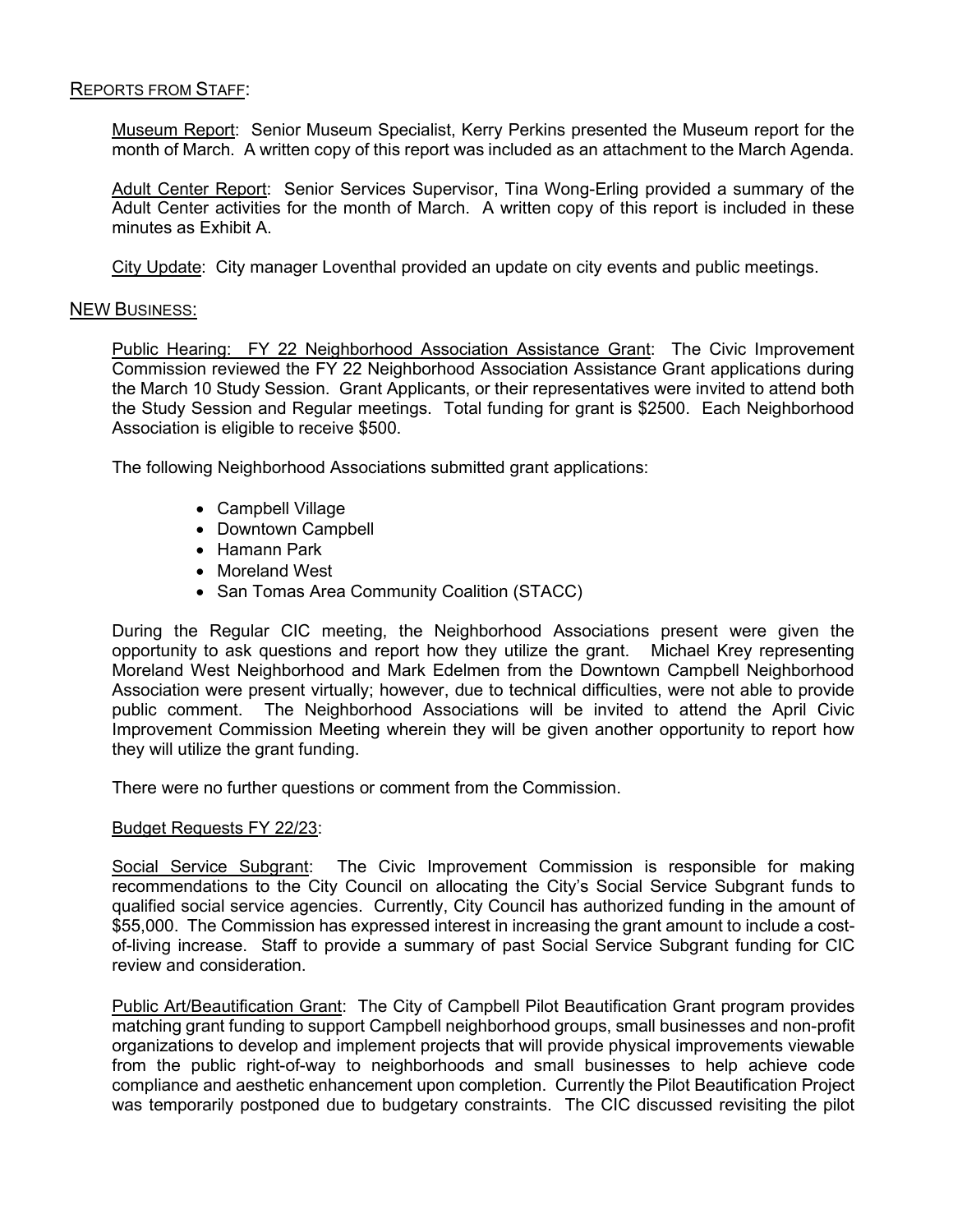## REPORTS FROM STAFF:

Museum Report: Senior Museum Specialist, Kerry Perkins presented the Museum report for the month of March. A written copy of this report was included as an attachment to the March Agenda.

Adult Center Report: Senior Services Supervisor, Tina Wong-Erling provided a summary of the Adult Center activities for the month of March. A written copy of this report is included in these minutes as Exhibit A.

City Update: City manager Loventhal provided an update on city events and public meetings.

## NEW BUSINESS:

Public Hearing: FY 22 Neighborhood Association Assistance Grant: The Civic Improvement Commission reviewed the FY 22 Neighborhood Association Assistance Grant applications during the March 10 Study Session. Grant Applicants, or their representatives were invited to attend both the Study Session and Regular meetings. Total funding for grant is $2500. Each Neighborhood Association is eligible to receive $500.

The following Neighborhood Associations submitted grant applications:

- Campbell Village
- Downtown Campbell
- Hamann Park
- Moreland West
- San Tomas Area Community Coalition (STACC)

During the Regular CIC meeting, the Neighborhood Associations present were given the opportunity to ask questions and report how they utilize the grant. Michael Krey representing Moreland West Neighborhood and Mark Edelmen from the Downtown Campbell Neighborhood Association were present virtually; however, due to technical difficulties, were not able to provide public comment. The Neighborhood Associations will be invited to attend the April Civic Improvement Commission Meeting wherein they will be given another opportunity to report how they will utilize the grant funding.

There were no further questions or comment from the Commission.

Budget Requests FY 22/23:

Social Service Subgrant: The Civic Improvement Commission is responsible for making recommendations to the City Council on allocating the City's Social Service Subgrant funds to qualified social service agencies. Currently, City Council has authorized funding in the amount of $55,000. The Commission has expressed interest in increasing the grant amount to include a cost-of-living increase. Staff to provide a summary of past Social Service Subgrant funding for CIC review and consideration.

Public Art/Beautification Grant: The City of Campbell Pilot Beautification Grant program provides matching grant funding to support Campbell neighborhood groups, small businesses and non-profit organizations to develop and implement projects that will provide physical improvements viewable from the public right-of-way to neighborhoods and small businesses to help achieve code compliance and aesthetic enhancement upon completion. Currently the Pilot Beautification Project was temporarily postponed due to budgetary constraints. The CIC discussed revisiting the pilot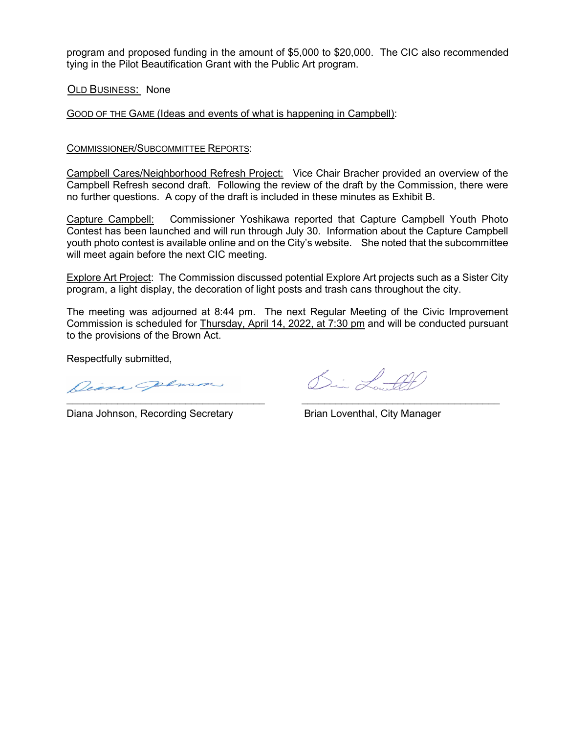program and proposed funding in the amount of $5,000 to $20,000. The CIC also recommended tying in the Pilot Beautification Grant with the Public Art program.

OLD BUSINESS: None

GOOD OF THE GAME (Ideas and events of what is happening in Campbell):

COMMISSIONER/SUBCOMMITTEE REPORTS:

Campbell Cares/Neighborhood Refresh Project: Vice Chair Bracher provided an overview of the Campbell Refresh second draft. Following the review of the draft by the Commission, there were no further questions. A copy of the draft is included in these minutes as Exhibit B.

Capture Campbell: Commissioner Yoshikawa reported that Capture Campbell Youth Photo Contest has been launched and will run through July 30. Information about the Capture Campbell youth photo contest is available online and on the City's website. She noted that the subcommittee will meet again before the next CIC meeting.

Explore Art Project: The Commission discussed potential Explore Art projects such as a Sister City program, a light display, the decoration of light posts and trash cans throughout the city.

The meeting was adjourned at 8:44 pm. The next Regular Meeting of the Civic Improvement Commission is scheduled for Thursday, April 14, 2022, at 7:30 pm and will be conducted pursuant to the provisions of the Brown Act.

Respectfully submitted,

Diana Johnson, Recording Secretary

Brian Loventhal, City Manager